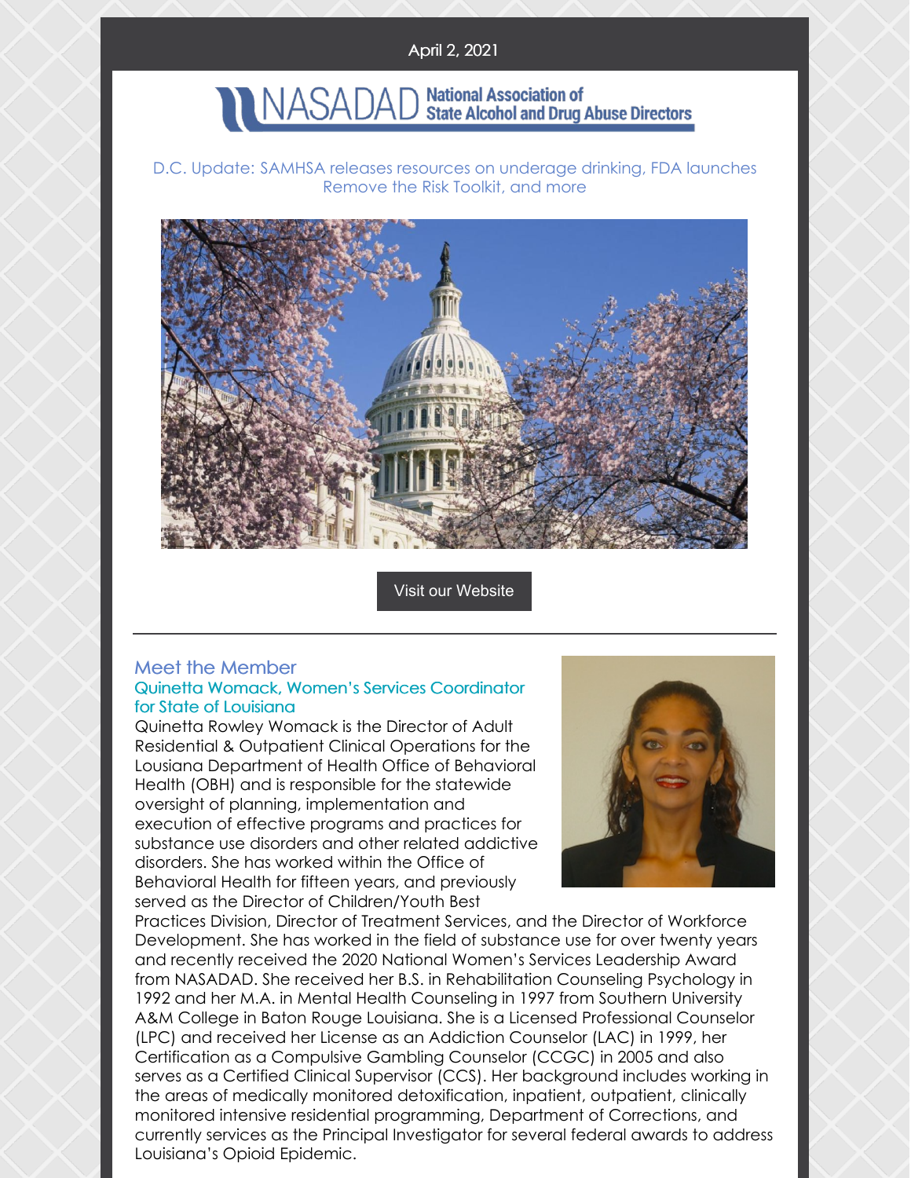April 2, 2021

NASADAD National Association of State Alcohol and Drug Abuse Directors

D.C. Update: SAMHSA releases resources on underage drinking, FDA launches Remove the Risk Toolkit, and more

Visit our Website

## Meet the Member

### Quinetta Womack, Women's Services Coordinator for State of Louisiana

Quinetta Rowley Womack is the Director of Adult Residential & Outpatient Clinical Operations for the Lousiana Department of Health Office of Behavioral Health (OBH) and is responsible for the statewide oversight of planning, implementation and execution of effective programs and practices for substance use disorders and other related addictive disorders. She has worked within the Office of Behavioral Health for fifteen years, and previously served as the Director of Children/Youth Best Practices Division, Director of Treatment Services, and the Director of Workforce Development. She has worked in the field of substance use for over twenty years and recently received the 2020 National Women's Services Leadership Award from NASADAD. She received her B.S. in Rehabilitation Counseling Psychology in 1992 and her M.A. in Mental Health Counseling in 1997 from Southern University A&M College in Baton Rouge Louisiana. She is a Licensed Professional Counselor (LPC) and received her License as an Addiction Counselor (LAC) in 1999, her Certification as a Compulsive Gambling Counselor (CCGC) in 2005 and also serves as a Certified Clinical Supervisor (CCS). Her background includes working in the areas of medically monitored detoxification, inpatient, outpatient, clinically monitored intensive residential programming, Department of Corrections, and currently services as the Principal Investigator for several federal awards to address Louisiana's Opioid Epidemic.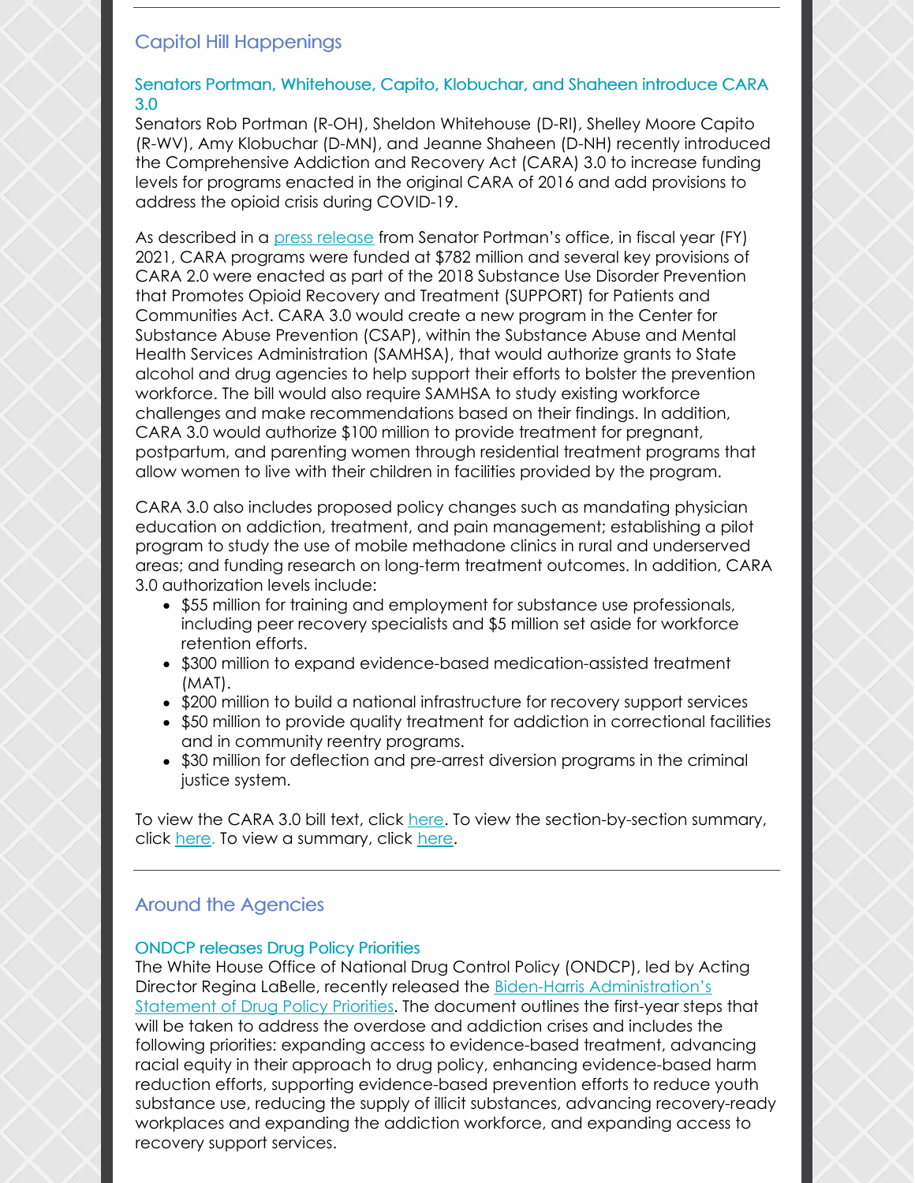## Capitol Hill Happenings

### Senators Portman, Whitehouse, Capito, Klobuchar, and Shaheen introduce CARA 3.0

Senators Rob Portman (R-OH), Sheldon Whitehouse (D-RI), Shelley Moore Capito (R-WV), Amy Klobuchar (D-MN), and Jeanne Shaheen (D-NH) recently introduced the Comprehensive Addiction and Recovery Act (CARA) 3.0 to increase funding levels for programs enacted in the original CARA of 2016 and add provisions to address the opioid crisis during COVID-19.

As described in a press release from Senator Portman's office, in fiscal year (FY) 2021, CARA programs were funded at $782 million and several key provisions of CARA 2.0 were enacted as part of the 2018 Substance Use Disorder Prevention that Promotes Opioid Recovery and Treatment (SUPPORT) for Patients and Communities Act. CARA 3.0 would create a new program in the Center for Substance Abuse Prevention (CSAP), within the Substance Abuse and Mental Health Services Administration (SAMHSA), that would authorize grants to State alcohol and drug agencies to help support their efforts to bolster the prevention workforce. The bill would also require SAMHSA to study existing workforce challenges and make recommendations based on their findings. In addition, CARA 3.0 would authorize $100 million to provide treatment for pregnant, postpartum, and parenting women through residential treatment programs that allow women to live with their children in facilities provided by the program.

CARA 3.0 also includes proposed policy changes such as mandating physician education on addiction, treatment, and pain management; establishing a pilot program to study the use of mobile methadone clinics in rural and underserved areas; and funding research on long-term treatment outcomes. In addition, CARA 3.0 authorization levels include:

- $55 million for training and employment for substance use professionals, including peer recovery specialists and $5 million set aside for workforce retention efforts.
- $300 million to expand evidence-based medication-assisted treatment (MAT).
- $200 million to build a national infrastructure for recovery support services
- $50 million to provide quality treatment for addiction in correctional facilities and in community reentry programs.
- $30 million for deflection and pre-arrest diversion programs in the criminal justice system.

To view the CARA 3.0 bill text, click here. To view the section-by-section summary, click here. To view a summary, click here.

## Around the Agencies

### ONDCP releases Drug Policy Priorities

The White House Office of National Drug Control Policy (ONDCP), led by Acting Director Regina LaBelle, recently released the Biden-Harris Administration's Statement of Drug Policy Priorities. The document outlines the first-year steps that will be taken to address the overdose and addiction crises and includes the following priorities: expanding access to evidence-based treatment, advancing racial equity in their approach to drug policy, enhancing evidence-based harm reduction efforts, supporting evidence-based prevention efforts to reduce youth substance use, reducing the supply of illicit substances, advancing recovery-ready workplaces and expanding the addiction workforce, and expanding access to recovery support services.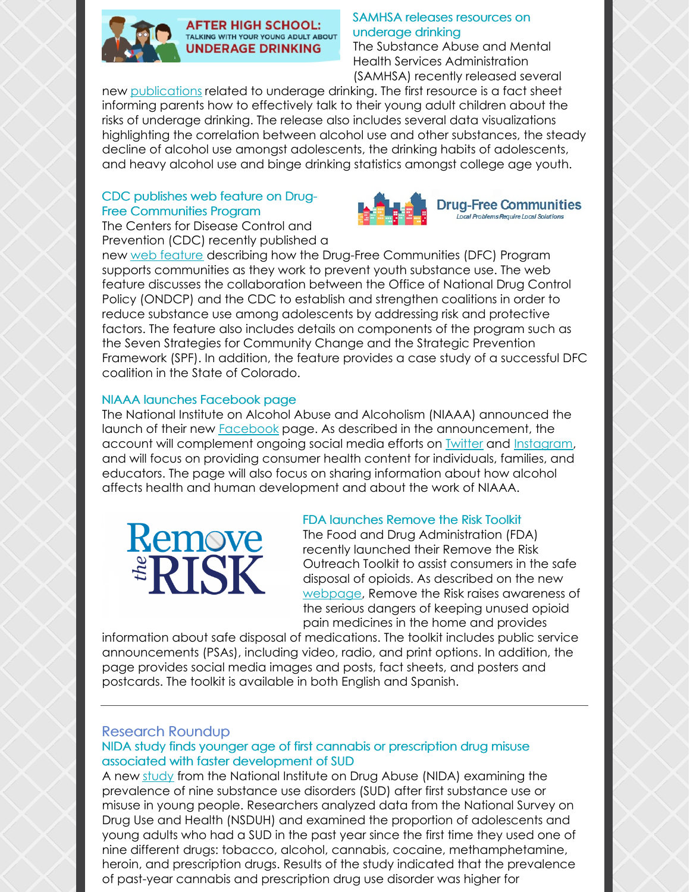### SAMHSA releases resources on underage drinking

The Substance Abuse and Mental Health Services Administration (SAMHSA) recently released several new publications related to underage drinking. The first resource is a fact sheet informing parents how to effectively talk to their young adult children about the risks of underage drinking. The release also includes several data visualizations highlighting the correlation between alcohol use and other substances, the steady decline of alcohol use amongst adolescents, the drinking habits of adolescents, and heavy alcohol use and binge drinking statistics amongst college age youth.

### CDC publishes web feature on Drug-Free Communities Program

The Centers for Disease Control and Prevention (CDC) recently published a new web feature describing how the Drug-Free Communities (DFC) Program supports communities as they work to prevent youth substance use. The web feature discusses the collaboration between the Office of National Drug Control Policy (ONDCP) and the CDC to establish and strengthen coalitions in order to reduce substance use among adolescents by addressing risk and protective factors. The feature also includes details on components of the program such as the Seven Strategies for Community Change and the Strategic Prevention Framework (SPF). In addition, the feature provides a case study of a successful DFC coalition in the State of Colorado.

### NIAAA launches Facebook page

The National Institute on Alcohol Abuse and Alcoholism (NIAAA) announced the launch of their new Facebook page. As described in the announcement, the account will complement ongoing social media efforts on Twitter and Instagram, and will focus on providing consumer health content for individuals, families, and educators. The page will also focus on sharing information about how alcohol affects health and human development and about the work of NIAAA.

### FDA launches Remove the Risk Toolkit

The Food and Drug Administration (FDA) recently launched their Remove the Risk Outreach Toolkit to assist consumers in the safe disposal of opioids. As described on the new webpage, Remove the Risk raises awareness of the serious dangers of keeping unused opioid pain medicines in the home and provides information about safe disposal of medications. The toolkit includes public service announcements (PSAs), including video, radio, and print options. In addition, the page provides social media images and posts, fact sheets, and posters and postcards. The toolkit is available in both English and Spanish.

---

## Research Roundup

### NIDA study finds younger age of first cannabis or prescription drug misuse associated with faster development of SUD

A new study from the National Institute on Drug Abuse (NIDA) examining the prevalence of nine substance use disorders (SUD) after first substance use or misuse in young people. Researchers analyzed data from the National Survey on Drug Use and Health (NSDUH) and examined the proportion of adolescents and young adults who had a SUD in the past year since the first time they used one of nine different drugs: tobacco, alcohol, cannabis, cocaine, methamphetamine, heroin, and prescription drugs. Results of the study indicated that the prevalence of past-year cannabis and prescription drug use disorder was higher for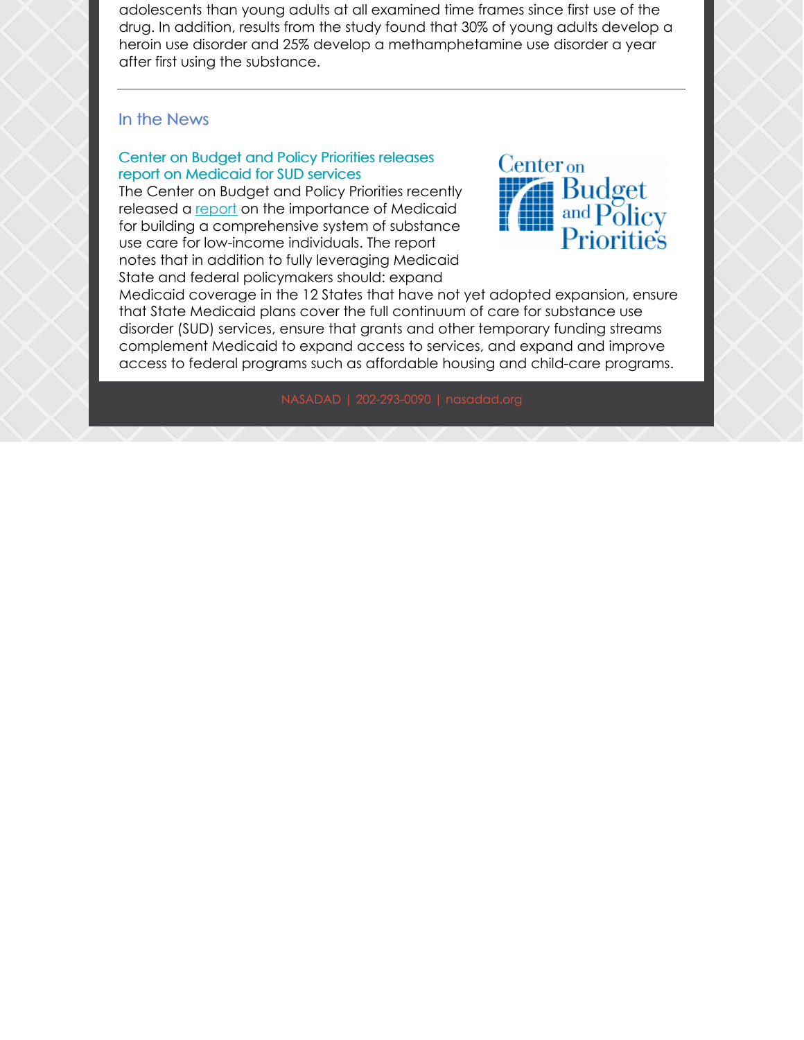adolescents than young adults at all examined time frames since first use of the drug. In addition, results from the study found that 30% of young adults develop a heroin use disorder and 25% develop a methamphetamine use disorder a year after first using the substance.

---

## In the News

### Center on Budget and Policy Priorities releases report on Medicaid for SUD services

The Center on Budget and Policy Priorities recently released a report on the importance of Medicaid for building a comprehensive system of substance use care for low-income individuals. The report notes that in addition to fully leveraging Medicaid State and federal policymakers should: expand Medicaid coverage in the 12 States that have not yet adopted expansion, ensure that State Medicaid plans cover the full continuum of care for substance use disorder (SUD) services, ensure that grants and other temporary funding streams complement Medicaid to expand access to services, and expand and improve access to federal programs such as affordable housing and child-care programs.

NASADAD | 202-293-0090 | nasadad.org